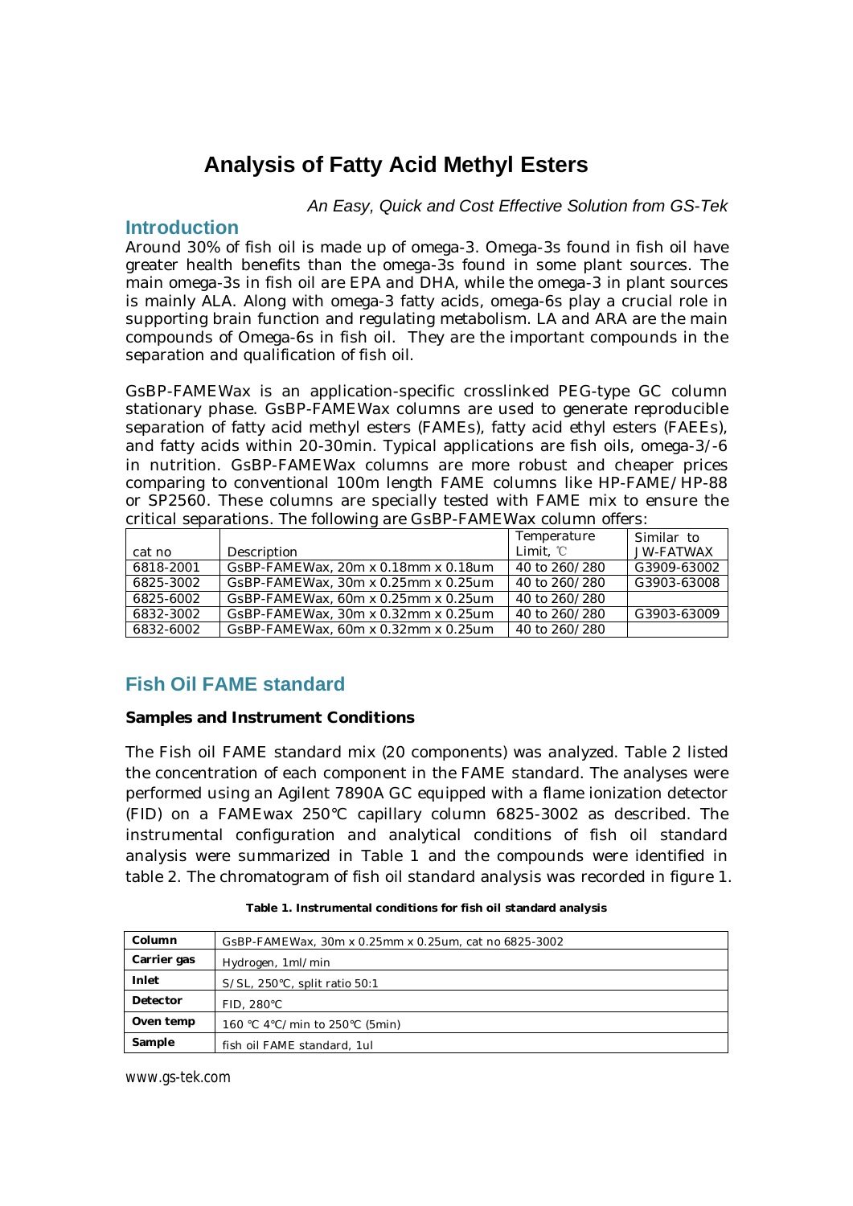# Analysis of Fatty Acid Methyl Esters

*An Easy, Quick and Cost Effective Solution from GS-Tek*

## Introduction

Around 30% of fish oil is made up of omega-3. Omega-3s found in fish oil have greater health benefits than the omega-3s found in some plant sources. The main omega-3s in fish oil are EPA and DHA, while the omega-3 in plant sources is mainly ALA. Along with omega-3 fatty acids, omega-6s play a crucial role in supporting brain function and regulating metabolism. LA and ARA are the main compounds of Omega-6s in fish oil. They are the important compounds in the separation and qualification of fish oil.

GsBP-FAMEWax is an application-specific crosslinked PEG-type GC column stationary phase. GsBP-FAMEWax columns are used to generate reproducible separation of fatty acid methyl esters (FAMEs), fatty acid ethyl esters (FAEEs), and fatty acids within 20-30min. Typical applications are fish oils, omega-3/-6 in nutrition. GsBP-FAMEWax columns are more robust and cheaper prices comparing to conventional 100m length FAME columns like HP-FAME/HP-88 or SP2560. These columns are specially tested with FAME mix to ensure the critical separations. The following are GsBP-FAMEWax column offers:

| cat no | Description | Temperature Limit, ℃ | Similar to JW-FATWAX |
|---|---|---|---|
| 6818-2001 | GsBP-FAMEWax, 20m x 0.18mm x 0.18um | 40 to 260/280 | G3909-63002 |
| 6825-3002 | GsBP-FAMEWax, 30m x 0.25mm x 0.25um | 40 to 260/280 | G3903-63008 |
| 6825-6002 | GsBP-FAMEWax, 60m x 0.25mm x 0.25um | 40 to 260/280 | |
| 6832-3002 | GsBP-FAMEWax, 30m x 0.32mm x 0.25um | 40 to 260/280 | G3903-63009 |
| 6832-6002 | GsBP-FAMEWax, 60m x 0.32mm x 0.25um | 40 to 260/280 | |

## Fish Oil FAME standard

### Samples and Instrument Conditions

The Fish oil FAME standard mix (20 components) was analyzed. Table 2 listed the concentration of each component in the FAME standard. The analyses were performed using an Agilent 7890A GC equipped with a flame ionization detector (FID) on a FAMEwax 250℃ capillary column 6825-3002 as described. The instrumental configuration and analytical conditions of fish oil standard analysis were summarized in Table 1 and the compounds were identified in table 2. The chromatogram of fish oil standard analysis was recorded in figure 1.

**Table 1. Instrumental conditions for fish oil standard analysis**

| | |
|---|---|
| **Column** | GsBP-FAMEWax, 30m x 0.25mm x 0.25um, cat no 6825-3002 |
| **Carrier gas** | Hydrogen, 1ml/min |
| **Inlet** | S/SL, 250℃, split ratio 50:1 |
| **Detector** | FID, 280℃ |
| **Oven temp** | 160 ℃ 4℃/min to 250℃ (5min) |
| **Sample** | fish oil FAME standard, 1ul |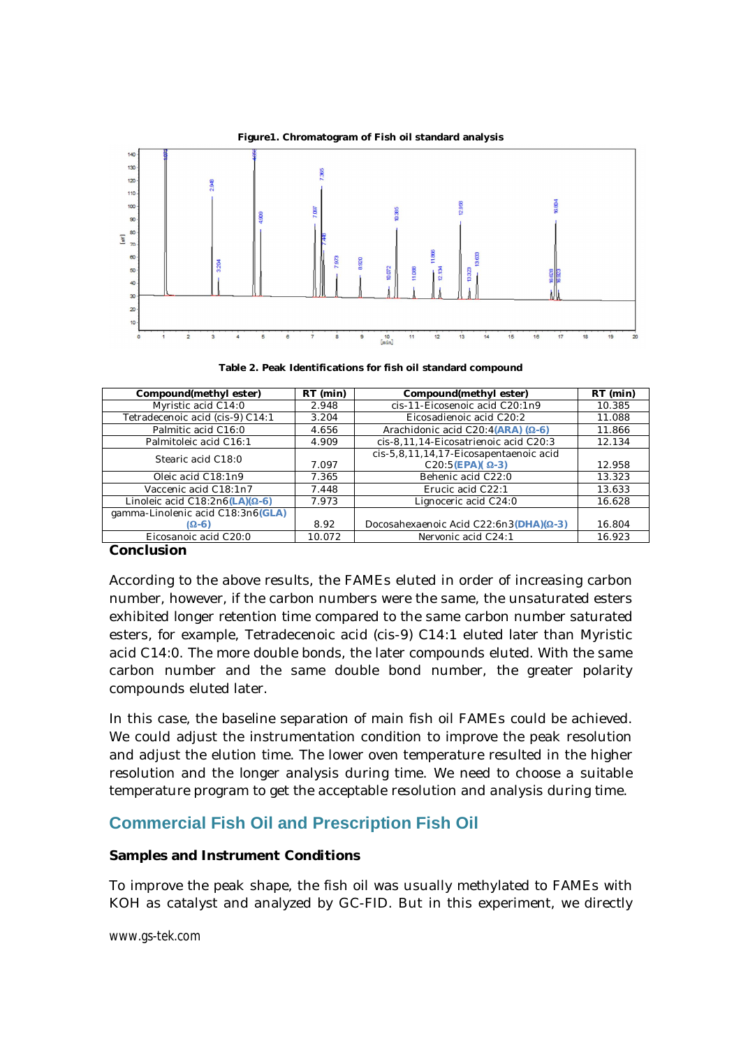**Figure1. Chromatogram of Fish oil standard analysis**

**Table 2. Peak Identifications for fish oil standard compound**

| Compound(methyl ester) | RT (min) | Compound(methyl ester) | RT (min) |
|---|---|---|---|
| Myristic acid C14:0 | 2.948 | cis-11-Eicosenoic acid C20:1n9 | 10.385 |
| Tetradecenoic acid (cis-9) C14:1 | 3.204 | Eicosadienoic acid C20:2 | 11.088 |
| Palmitic acid C16:0 | 4.656 | Arachidonic acid C20:4**(ARA) (Ω-6)** | 11.866 |
| Palmitoleic acid C16:1 | 4.909 | cis-8,11,14-Eicosatrienoic acid C20:3 | 12.134 |
| Stearic acid C18:0 | 7.097 | cis-5,8,11,14,17-Eicosapentaenoic acid C20:5**(EPA)( Ω-3)** | 12.958 |
| Oleic acid C18:1n9 | 7.365 | Behenic acid C22:0 | 13.323 |
| Vaccenic acid C18:1n7 | 7.448 | Erucic acid C22:1 | 13.633 |
| Linoleic acid C18:2n6**(LA)(Ω-6)** | 7.973 | Lignoceric acid C24:0 | 16.628 |
| gamma-Linolenic acid C18:3n6**(GLA)(Ω-6)** | 8.92 | Docosahexaenoic Acid C22:6n3**(DHA)(Ω-3)** | 16.804 |
| Eicosanoic acid C20:0 | 10.072 | Nervonic acid C24:1 | 16.923 |

**Conclusion**

According to the above results, the FAMEs eluted in order of increasing carbon number, however, if the carbon numbers were the same, the unsaturated esters exhibited longer retention time compared to the same carbon number saturated esters, for example, Tetradecenoic acid (cis-9) C14:1 eluted later than Myristic acid C14:0. The more double bonds, the later compounds eluted. With the same carbon number and the same double bond number, the greater polarity compounds eluted later.

In this case, the baseline separation of main fish oil FAMEs could be achieved. We could adjust the instrumentation condition to improve the peak resolution and adjust the elution time. The lower oven temperature resulted in the higher resolution and the longer analysis during time. We need to choose a suitable temperature program to get the acceptable resolution and analysis during time.

## Commercial Fish Oil and Prescription Fish Oil

### Samples and Instrument Conditions

To improve the peak shape, the fish oil was usually methylated to FAMEs with KOH as catalyst and analyzed by GC-FID. But in this experiment, we directly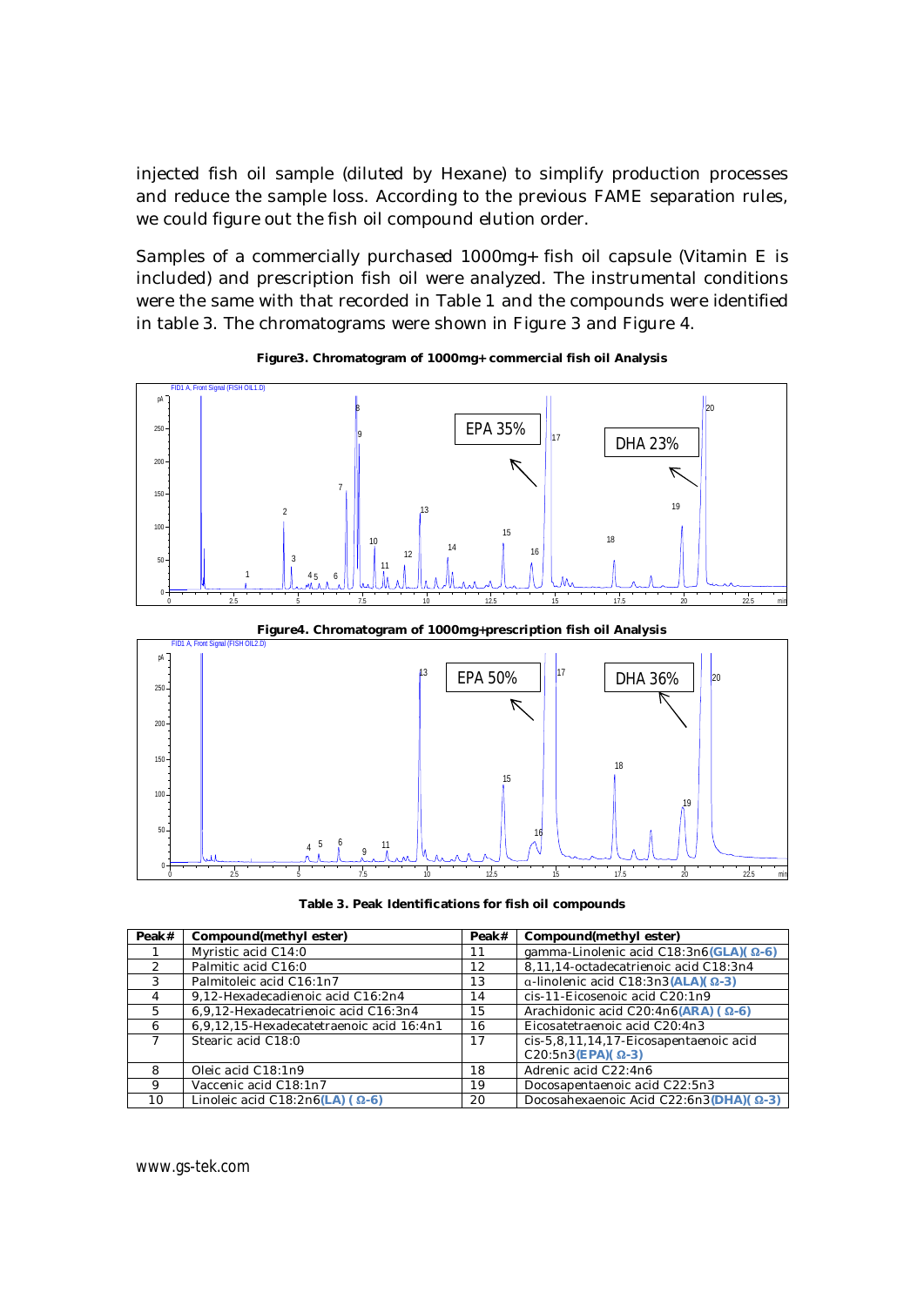injected fish oil sample (diluted by Hexane) to simplify production processes and reduce the sample loss. According to the previous FAME separation rules, we could figure out the fish oil compound elution order.

Samples of a commercially purchased 1000mg+ fish oil capsule (Vitamin E is included) and prescription fish oil were analyzed. The instrumental conditions were the same with that recorded in Table 1 and the compounds were identified in table 3. The chromatograms were shown in Figure 3 and Figure 4.

**Figure3. Chromatogram of 1000mg+ commercial fish oil Analysis**

**Figure4. Chromatogram of 1000mg+prescription fish oil Analysis**

**Table 3. Peak Identifications for fish oil compounds**

| Peak# | Compound(methyl ester) | Peak# | Compound(methyl ester) |
|---|---|---|---|
| 1 | Myristic acid C14:0 | 11 | gamma-Linolenic acid C18:3n6**(GLA)( Ω-6)** |
| 2 | Palmitic acid C16:0 | 12 | 8,11,14-octadecatrienoic acid C18:3n4 |
| 3 | Palmitoleic acid C16:1n7 | 13 | α-linolenic acid C18:3n3**(ALA)( Ω-3)** |
| 4 | 9,12-Hexadecadienoic acid C16:2n4 | 14 | cis-11-Eicosenoic acid C20:1n9 |
| 5 | 6,9,12-Hexadecatrienoic acid C16:3n4 | 15 | Arachidonic acid C20:4n6**(ARA) ( Ω-6)** |
| 6 | 6,9,12,15-Hexadecatetraenoic acid 16:4n1 | 16 | Eicosatetraenoic acid C20:4n3 |
| 7 | Stearic acid C18:0 | 17 | cis-5,8,11,14,17-Eicosapentaenoic acid C20:5n3**(EPA)( Ω-3)** |
| 8 | Oleic acid C18:1n9 | 18 | Adrenic acid C22:4n6 |
| 9 | Vaccenic acid C18:1n7 | 19 | Docosapentaenoic acid C22:5n3 |
| 10 | Linoleic acid C18:2n6**(LA) ( Ω-6)** | 20 | Docosahexaenoic Acid C22:6n3**(DHA)( Ω-3)** |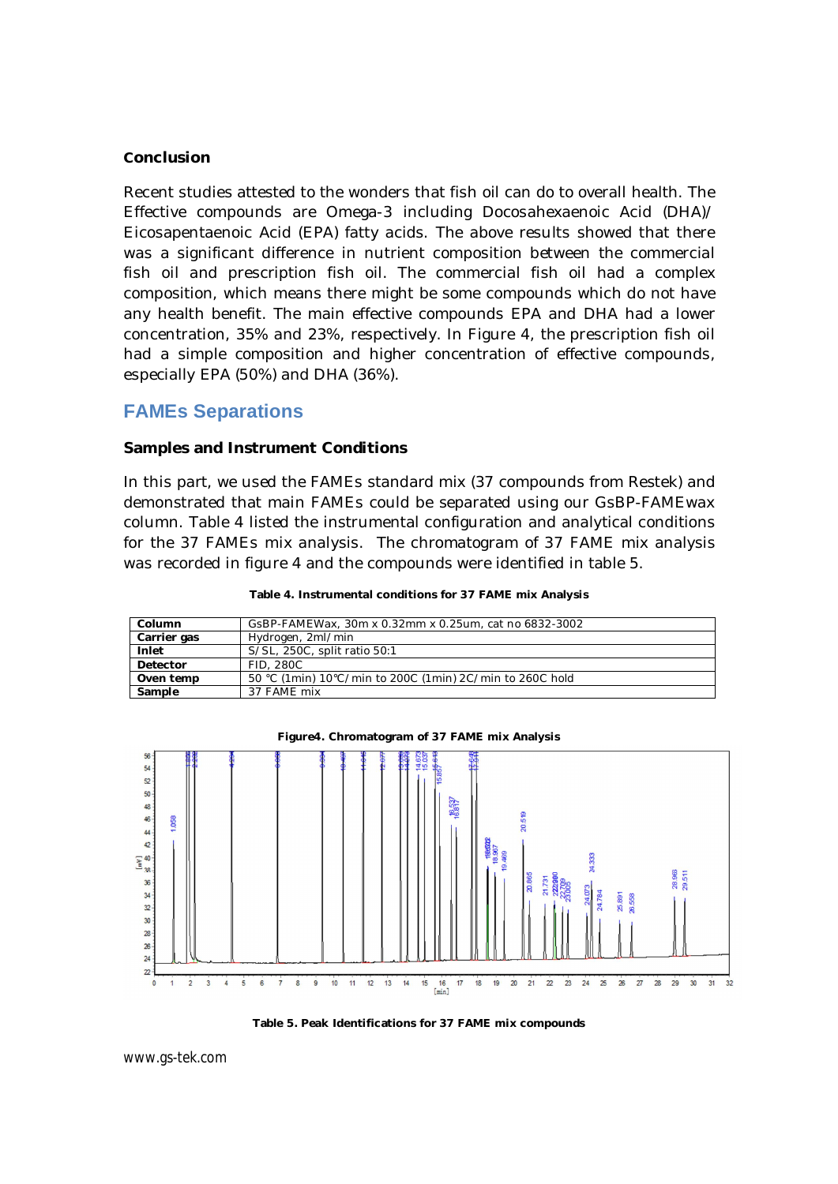### Conclusion

Recent studies attested to the wonders that fish oil can do to overall health. The Effective compounds are Omega-3 including Docosahexaenoic Acid (DHA)/ Eicosapentaenoic Acid (EPA) fatty acids. The above results showed that there was a significant difference in nutrient composition between the commercial fish oil and prescription fish oil. The commercial fish oil had a complex composition, which means there might be some compounds which do not have any health benefit. The main effective compounds EPA and DHA had a lower concentration, 35% and 23%, respectively. In Figure 4, the prescription fish oil had a simple composition and higher concentration of effective compounds, especially EPA (50%) and DHA (36%).

## FAMEs Separations

### Samples and Instrument Conditions

In this part, we used the FAMEs standard mix (37 compounds from Restek) and demonstrated that main FAMEs could be separated using our GsBP-FAMEwax column. Table 4 listed the instrumental configuration and analytical conditions for the 37 FAMEs mix analysis. The chromatogram of 37 FAME mix analysis was recorded in figure 4 and the compounds were identified in table 5.

**Table 4. Instrumental conditions for 37 FAME mix Analysis**

| | |
|---|---|
| **Column** | GsBP-FAMEWax, 30m x 0.32mm x 0.25um, cat no 6832-3002 |
| **Carrier gas** | Hydrogen, 2ml/min |
| **Inlet** | S/SL, 250C, split ratio 50:1 |
| **Detector** | FID, 280C |
| **Oven temp** | 50 ℃ (1min) 10℃/min to 200C (1min) 2C/min to 260C hold |
| **Sample** | 37 FAME mix |

**Figure4. Chromatogram of 37 FAME mix Analysis**

**Table 5. Peak Identifications for 37 FAME mix compounds**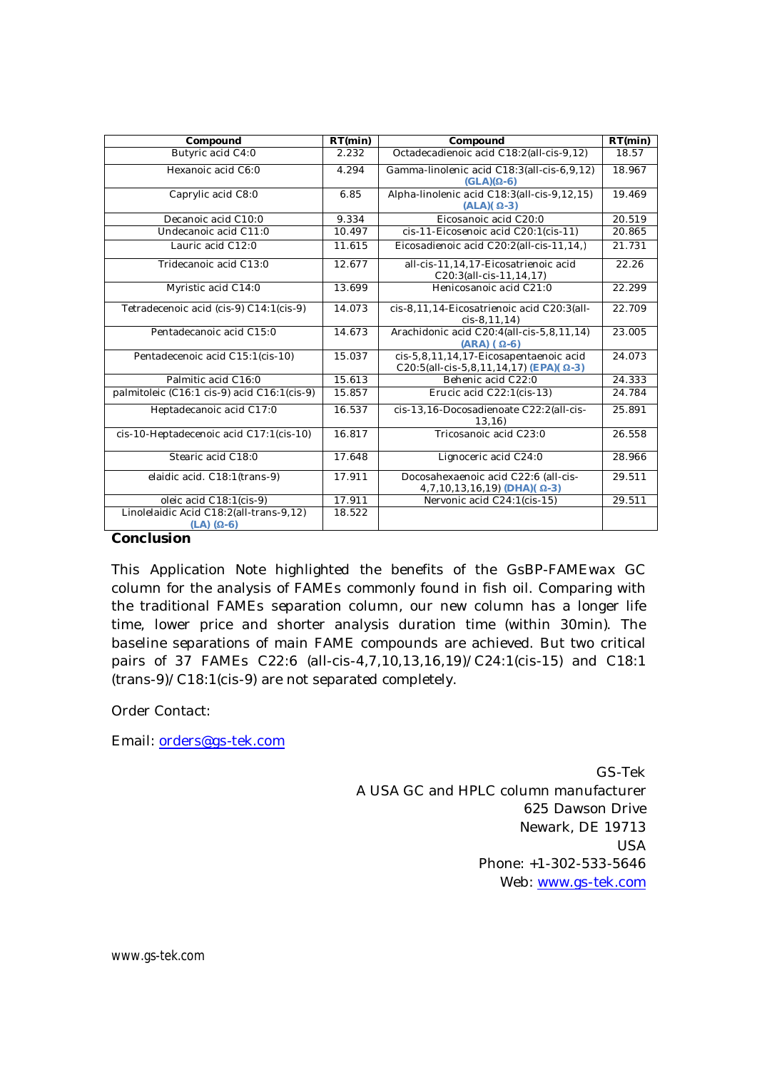| Compound | RT(min) | Compound | RT(min) |
|---|---|---|---|
| Butyric acid C4:0 | 2.232 | Octadecadienoic acid C18:2(all-cis-9,12) | 18.57 |
| Hexanoic acid C6:0 | 4.294 | Gamma-linolenic acid C18:3(all-cis-6,9,12) **(GLA)(Ω-6)** | 18.967 |
| Caprylic acid C8:0 | 6.85 | Alpha-linolenic acid C18:3(all-cis-9,12,15) **(ALA)( Ω-3)** | 19.469 |
| Decanoic acid C10:0 | 9.334 | Eicosanoic acid C20:0 | 20.519 |
| Undecanoic acid C11:0 | 10.497 | cis-11-Eicosenoic acid C20:1(cis-11) | 20.865 |
| Lauric acid C12:0 | 11.615 | Eicosadienoic acid C20:2(all-cis-11,14,) | 21.731 |
| Tridecanoic acid C13:0 | 12.677 | all-cis-11,14,17-Eicosatrienoic acid C20:3(all-cis-11,14,17) | 22.26 |
| Myristic acid C14:0 | 13.699 | Henicosanoic acid C21:0 | 22.299 |
| Tetradecenoic acid (cis-9) C14:1(cis-9) | 14.073 | cis-8,11,14-Eicosatrienoic acid C20:3(all-cis-8,11,14) | 22.709 |
| Pentadecanoic acid C15:0 | 14.673 | Arachidonic acid C20:4(all-cis-5,8,11,14) **(ARA) ( Ω-6)** | 23.005 |
| Pentadecenoic acid C15:1(cis-10) | 15.037 | cis-5,8,11,14,17-Eicosapentaenoic acid C20:5(all-cis-5,8,11,14,17) **(EPA)( Ω-3)** | 24.073 |
| Palmitic acid C16:0 | 15.613 | Behenic acid C22:0 | 24.333 |
| palmitoleic (C16:1 cis-9) acid C16:1(cis-9) | 15.857 | Erucic acid C22:1(cis-13) | 24.784 |
| Heptadecanoic acid C17:0 | 16.537 | cis-13,16-Docosadienoate C22:2(all-cis-13,16) | 25.891 |
| cis-10-Heptadecenoic acid C17:1(cis-10) | 16.817 | Tricosanoic acid C23:0 | 26.558 |
| Stearic acid C18:0 | 17.648 | Lignoceric acid C24:0 | 28.966 |
| elaidic acid. C18:1(trans-9) | 17.911 | Docosahexaenoic acid C22:6 (all-cis-4,7,10,13,16,19) **(DHA)( Ω-3)** | 29.511 |
| oleic acid C18:1(cis-9) | 17.911 | Nervonic acid C24:1(cis-15) | 29.511 |
| Linolelaidic Acid C18:2(all-trans-9,12) **(LA) (Ω-6)** | 18.522 | | |

**Conclusion**

This Application Note highlighted the benefits of the GsBP-FAMEwax GC column for the analysis of FAMEs commonly found in fish oil. Comparing with the traditional FAMEs separation column, our new column has a longer life time, lower price and shorter analysis duration time (within 30min). The baseline separations of main FAME compounds are achieved. But two critical pairs of 37 FAMEs C22:6 (all-cis-4,7,10,13,16,19)/C24:1(cis-15) and C18:1 (trans-9)/C18:1(cis-9) are not separated completely.

Order Contact:

Email: orders@gs-tek.com

GS-Tek
A USA GC and HPLC column manufacturer
625 Dawson Drive
Newark, DE 19713
USA
Phone: +1-302-533-5646
Web: www.gs-tek.com